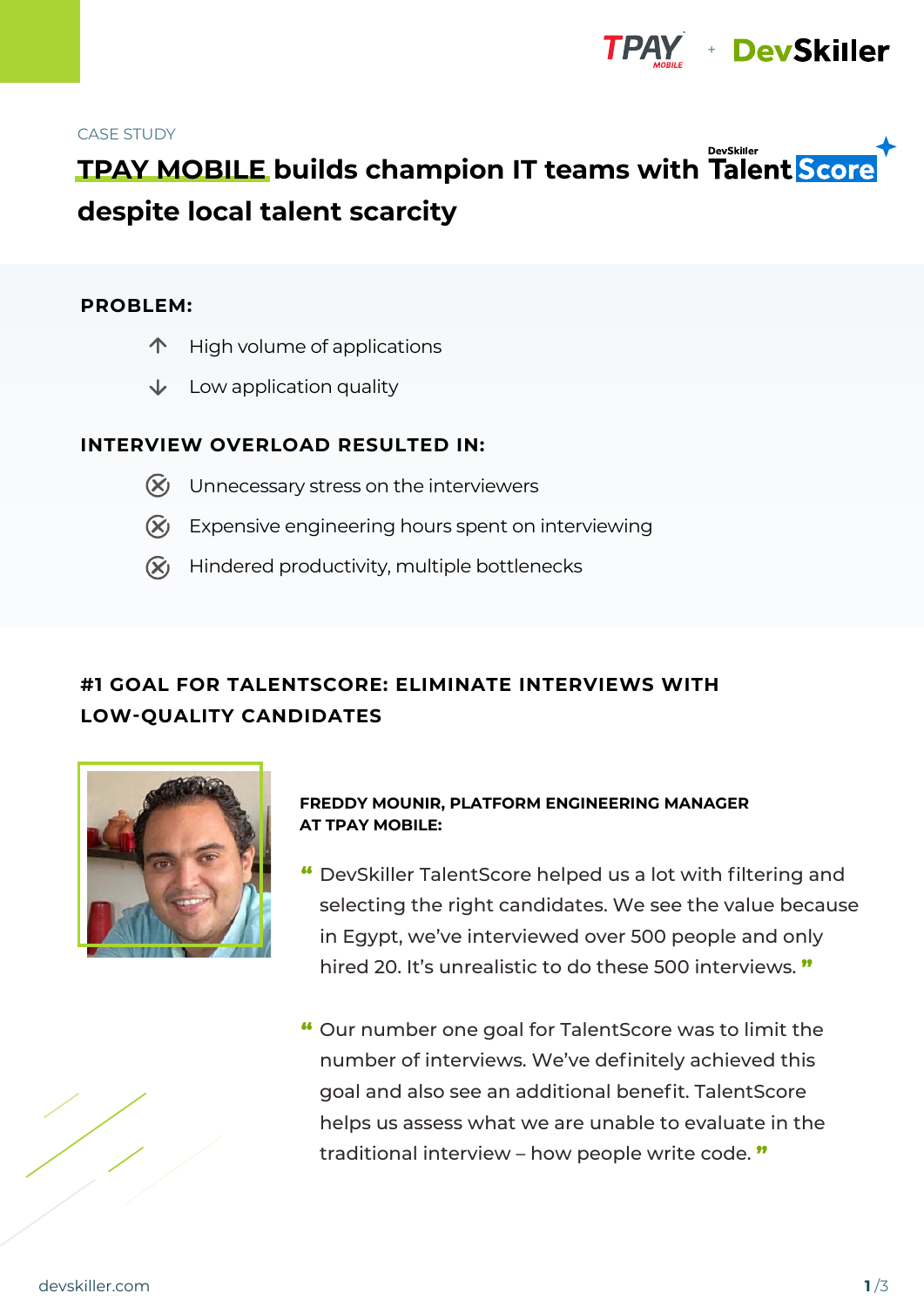CASE STUDY

# TPAY MOBILE builds champion IT teams with DevSkiller TalentScore despite local talent scarcity

## PROBLEM:

- High volume of applications
- Low application quality

## INTERVIEW OVERLOAD RESULTED IN:

- Unnecessary stress on the interviewers
- Expensive engineering hours spent on interviewing
- Hindered productivity, multiple bottlenecks

## #1 GOAL FOR TALENTSCORE: ELIMINATE INTERVIEWS WITH LOW-QUALITY CANDIDATES

**FREDDY MOUNIR, PLATFORM ENGINEERING MANAGER AT TPAY MOBILE:**

> “DevSkiller TalentScore helped us a lot with filtering and selecting the right candidates. We see the value because in Egypt, we've interviewed over 500 people and only hired 20. It's unrealistic to do these 500 interviews.”

> “Our number one goal for TalentScore was to limit the number of interviews. We've definitely achieved this goal and also see an additional benefit. TalentScore helps us assess what we are unable to evaluate in the traditional interview – how people write code.”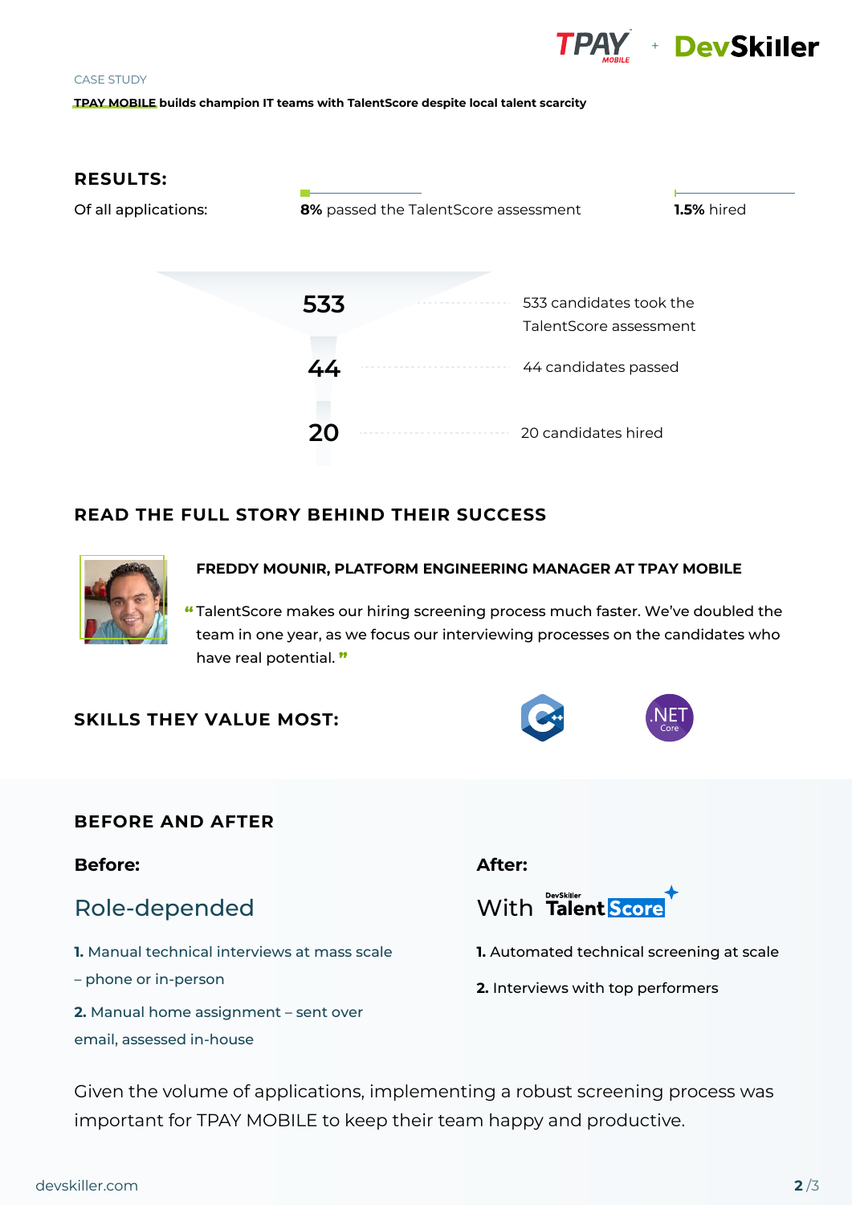CASE STUDY

**TPAY MOBILE builds champion IT teams with TalentScore despite local talent scarcity**

## RESULTS:

Of all applications: **8%** passed the TalentScore assessment **1.5%** hired

**533** — 533 candidates took the TalentScore assessment

**44** — 44 candidates passed

**20** — 20 candidates hired

## READ THE FULL STORY BEHIND THEIR SUCCESS

**FREDDY MOUNIR, PLATFORM ENGINEERING MANAGER AT TPAY MOBILE**

"TalentScore makes our hiring screening process much faster. We've doubled the team in one year, as we focus our interviewing processes on the candidates who have real potential."

## SKILLS THEY VALUE MOST:

C++, .NET Core

## BEFORE AND AFTER

**Before:**

Role-depended

1. Manual technical interviews at mass scale – phone or in-person
2. Manual home assignment – sent over email, assessed in-house

**After:**

With DevSkiller TalentScore

1. Automated technical screening at scale
2. Interviews with top performers

Given the volume of applications, implementing a robust screening process was important for TPAY MOBILE to keep their team happy and productive.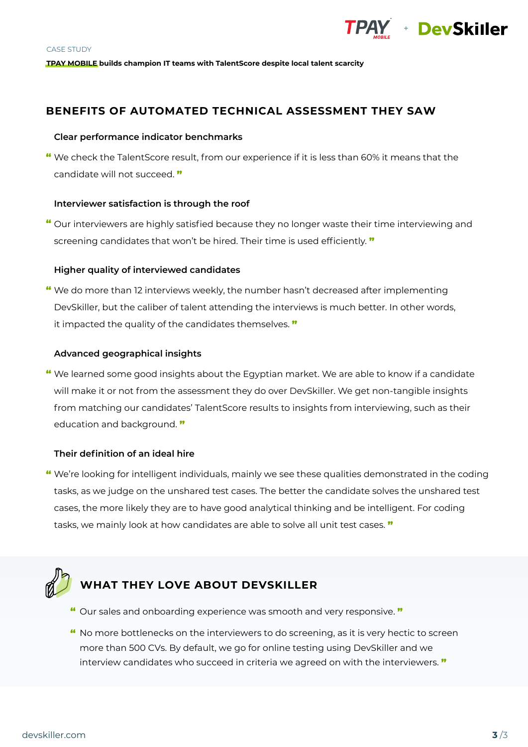CASE STUDY

**TPAY MOBILE builds champion IT teams with TalentScore despite local talent scarcity**

## BENEFITS OF AUTOMATED TECHNICAL ASSESSMENT THEY SAW

### Clear performance indicator benchmarks

“ We check the TalentScore result, from our experience if it is less than 60% it means that the candidate will not succeed. ”

### Interviewer satisfaction is through the roof

“ Our interviewers are highly satisfied because they no longer waste their time interviewing and screening candidates that won’t be hired. Their time is used efficiently. ”

### Higher quality of interviewed candidates

“ We do more than 12 interviews weekly, the number hasn’t decreased after implementing DevSkiller, but the caliber of talent attending the interviews is much better. In other words, it impacted the quality of the candidates themselves. ”

### Advanced geographical insights

“ We learned some good insights about the Egyptian market. We are able to know if a candidate will make it or not from the assessment they do over DevSkiller. We get non-tangible insights from matching our candidates’ TalentScore results to insights from interviewing, such as their education and background. ”

### Their definition of an ideal hire

“ We’re looking for intelligent individuals, mainly we see these qualities demonstrated in the coding tasks, as we judge on the unshared test cases. The better the candidate solves the unshared test cases, the more likely they are to have good analytical thinking and be intelligent. For coding tasks, we mainly look at how candidates are able to solve all unit test cases. ”

## WHAT THEY LOVE ABOUT DEVSKILLER

“ Our sales and onboarding experience was smooth and very responsive. ”

“ No more bottlenecks on the interviewers to do screening, as it is very hectic to screen more than 500 CVs. By default, we go for online testing using DevSkiller and we interview candidates who succeed in criteria we agreed on with the interviewers. ”